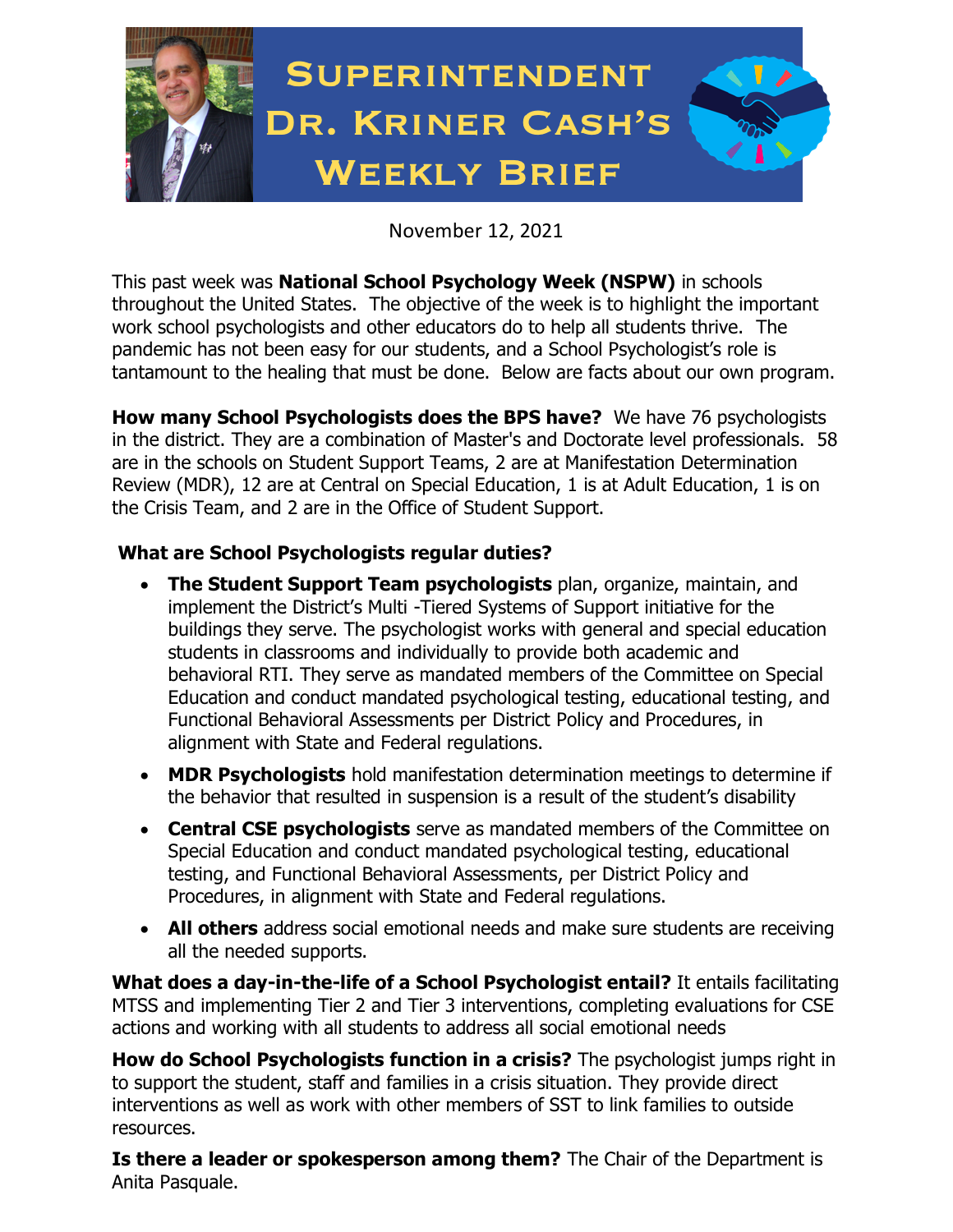# Superintendent Dr. Kriner Cash's Weekly Brief

November 12, 2021

This past week was **National School Psychology Week (NSPW)** in schools throughout the United States. The objective of the week is to highlight the important work school psychologists and other educators do to help all students thrive. The pandemic has not been easy for our students, and a School Psychologist's role is tantamount to the healing that must be done. Below are facts about our own program.

**How many School Psychologists does the BPS have?** We have 76 psychologists in the district. They are a combination of Master's and Doctorate level professionals. 58 are in the schools on Student Support Teams, 2 are at Manifestation Determination Review (MDR), 12 are at Central on Special Education, 1 is at Adult Education, 1 is on the Crisis Team, and 2 are in the Office of Student Support.

**What are School Psychologists regular duties?**

- **The Student Support Team psychologists** plan, organize, maintain, and implement the District's Multi -Tiered Systems of Support initiative for the buildings they serve. The psychologist works with general and special education students in classrooms and individually to provide both academic and behavioral RTI. They serve as mandated members of the Committee on Special Education and conduct mandated psychological testing, educational testing, and Functional Behavioral Assessments per District Policy and Procedures, in alignment with State and Federal regulations.
- **MDR Psychologists** hold manifestation determination meetings to determine if the behavior that resulted in suspension is a result of the student's disability
- **Central CSE psychologists** serve as mandated members of the Committee on Special Education and conduct mandated psychological testing, educational testing, and Functional Behavioral Assessments, per District Policy and Procedures, in alignment with State and Federal regulations.
- **All others** address social emotional needs and make sure students are receiving all the needed supports.

**What does a day-in-the-life of a School Psychologist entail?** It entails facilitating MTSS and implementing Tier 2 and Tier 3 interventions, completing evaluations for CSE actions and working with all students to address all social emotional needs

**How do School Psychologists function in a crisis?** The psychologist jumps right in to support the student, staff and families in a crisis situation. They provide direct interventions as well as work with other members of SST to link families to outside resources.

**Is there a leader or spokesperson among them?** The Chair of the Department is Anita Pasquale.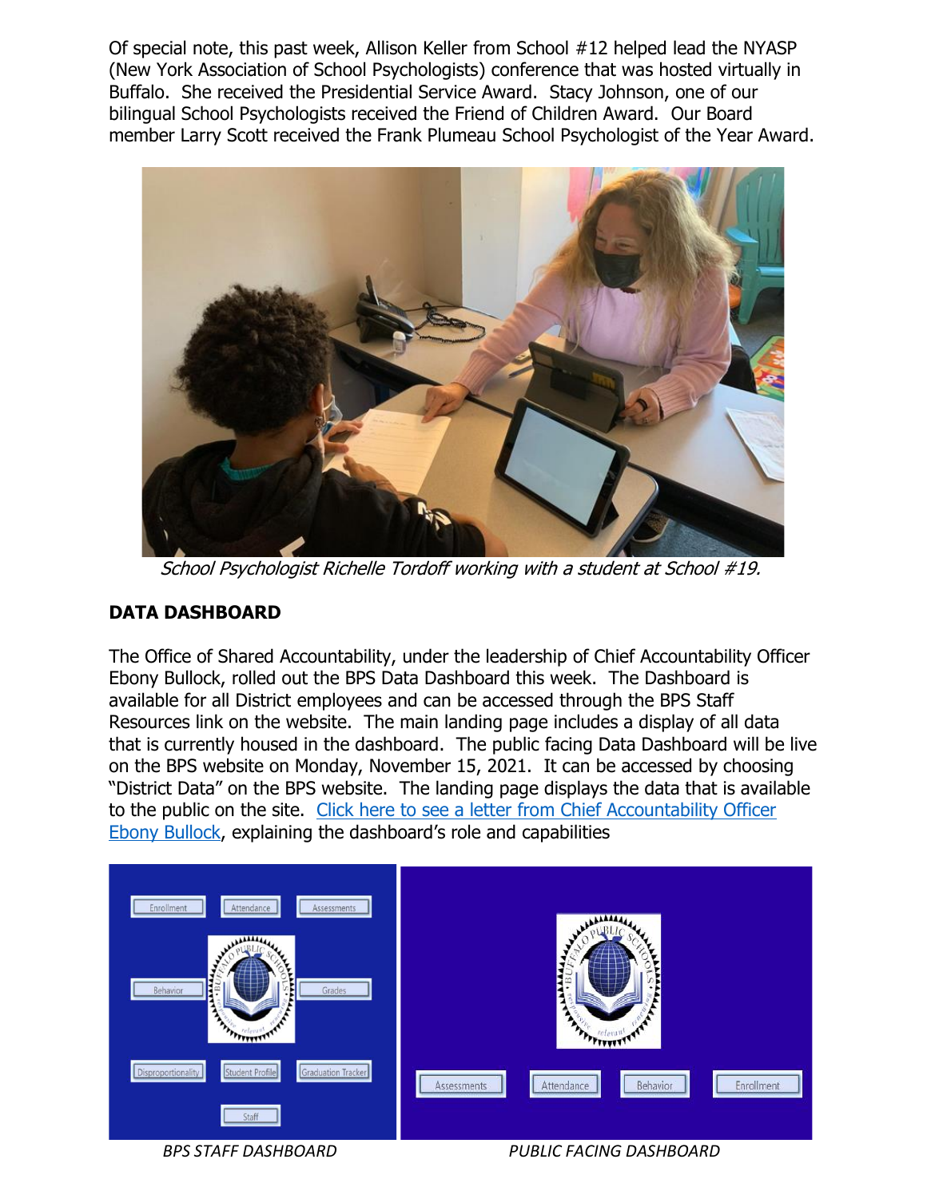Of special note, this past week, Allison Keller from School #12 helped lead the NYASP (New York Association of School Psychologists) conference that was hosted virtually in Buffalo. She received the Presidential Service Award. Stacy Johnson, one of our bilingual School Psychologists received the Friend of Children Award. Our Board member Larry Scott received the Frank Plumeau School Psychologist of the Year Award.

*School Psychologist Richelle Tordoff working with a student at School #19.*

## DATA DASHBOARD

The Office of Shared Accountability, under the leadership of Chief Accountability Officer Ebony Bullock, rolled out the BPS Data Dashboard this week. The Dashboard is available for all District employees and can be accessed through the BPS Staff Resources link on the website. The main landing page includes a display of all data that is currently housed in the dashboard. The public facing Data Dashboard will be live on the BPS website on Monday, November 15, 2021. It can be accessed by choosing "District Data" on the BPS website. The landing page displays the data that is available to the public on the site. Click here to see a letter from Chief Accountability Officer Ebony Bullock, explaining the dashboard's role and capabilities

*BPS STAFF DASHBOARD*

*PUBLIC FACING DASHBOARD*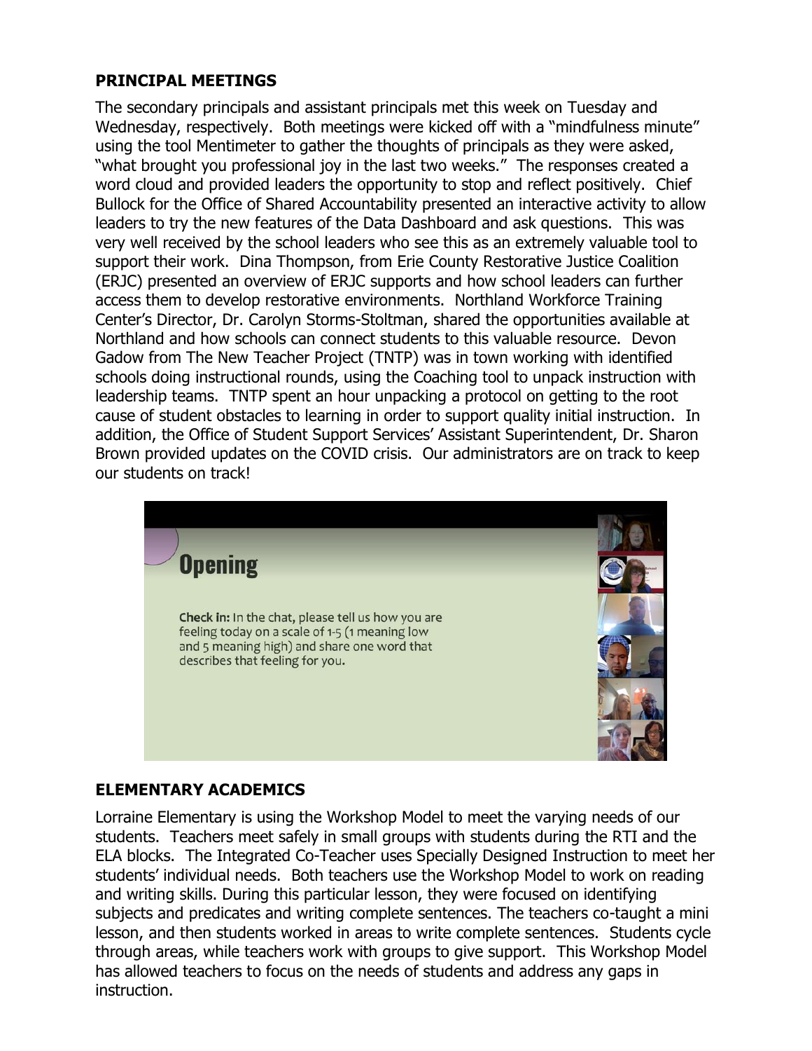## PRINCIPAL MEETINGS

The secondary principals and assistant principals met this week on Tuesday and Wednesday, respectively. Both meetings were kicked off with a "mindfulness minute" using the tool Mentimeter to gather the thoughts of principals as they were asked, "what brought you professional joy in the last two weeks." The responses created a word cloud and provided leaders the opportunity to stop and reflect positively. Chief Bullock for the Office of Shared Accountability presented an interactive activity to allow leaders to try the new features of the Data Dashboard and ask questions. This was very well received by the school leaders who see this as an extremely valuable tool to support their work. Dina Thompson, from Erie County Restorative Justice Coalition (ERJC) presented an overview of ERJC supports and how school leaders can further access them to develop restorative environments. Northland Workforce Training Center's Director, Dr. Carolyn Storms-Stoltman, shared the opportunities available at Northland and how schools can connect students to this valuable resource. Devon Gadow from The New Teacher Project (TNTP) was in town working with identified schools doing instructional rounds, using the Coaching tool to unpack instruction with leadership teams. TNTP spent an hour unpacking a protocol on getting to the root cause of student obstacles to learning in order to support quality initial instruction. In addition, the Office of Student Support Services' Assistant Superintendent, Dr. Sharon Brown provided updates on the COVID crisis. Our administrators are on track to keep our students on track!

## ELEMENTARY ACADEMICS

Lorraine Elementary is using the Workshop Model to meet the varying needs of our students. Teachers meet safely in small groups with students during the RTI and the ELA blocks. The Integrated Co-Teacher uses Specially Designed Instruction to meet her students' individual needs. Both teachers use the Workshop Model to work on reading and writing skills. During this particular lesson, they were focused on identifying subjects and predicates and writing complete sentences. The teachers co-taught a mini lesson, and then students worked in areas to write complete sentences. Students cycle through areas, while teachers work with groups to give support. This Workshop Model has allowed teachers to focus on the needs of students and address any gaps in instruction.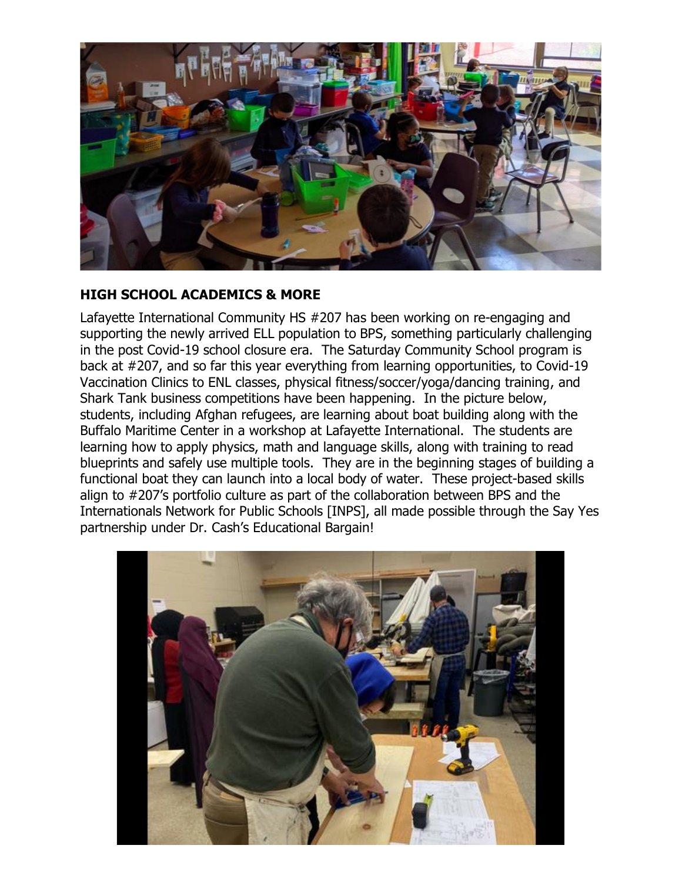**HIGH SCHOOL ACADEMICS & MORE**

Lafayette International Community HS #207 has been working on re-engaging and supporting the newly arrived ELL population to BPS, something particularly challenging in the post Covid-19 school closure era. The Saturday Community School program is back at #207, and so far this year everything from learning opportunities, to Covid-19 Vaccination Clinics to ENL classes, physical fitness/soccer/yoga/dancing training, and Shark Tank business competitions have been happening. In the picture below, students, including Afghan refugees, are learning about boat building along with the Buffalo Maritime Center in a workshop at Lafayette International. The students are learning how to apply physics, math and language skills, along with training to read blueprints and safely use multiple tools. They are in the beginning stages of building a functional boat they can launch into a local body of water. These project-based skills align to #207's portfolio culture as part of the collaboration between BPS and the Internationals Network for Public Schools [INPS], all made possible through the Say Yes partnership under Dr. Cash's Educational Bargain!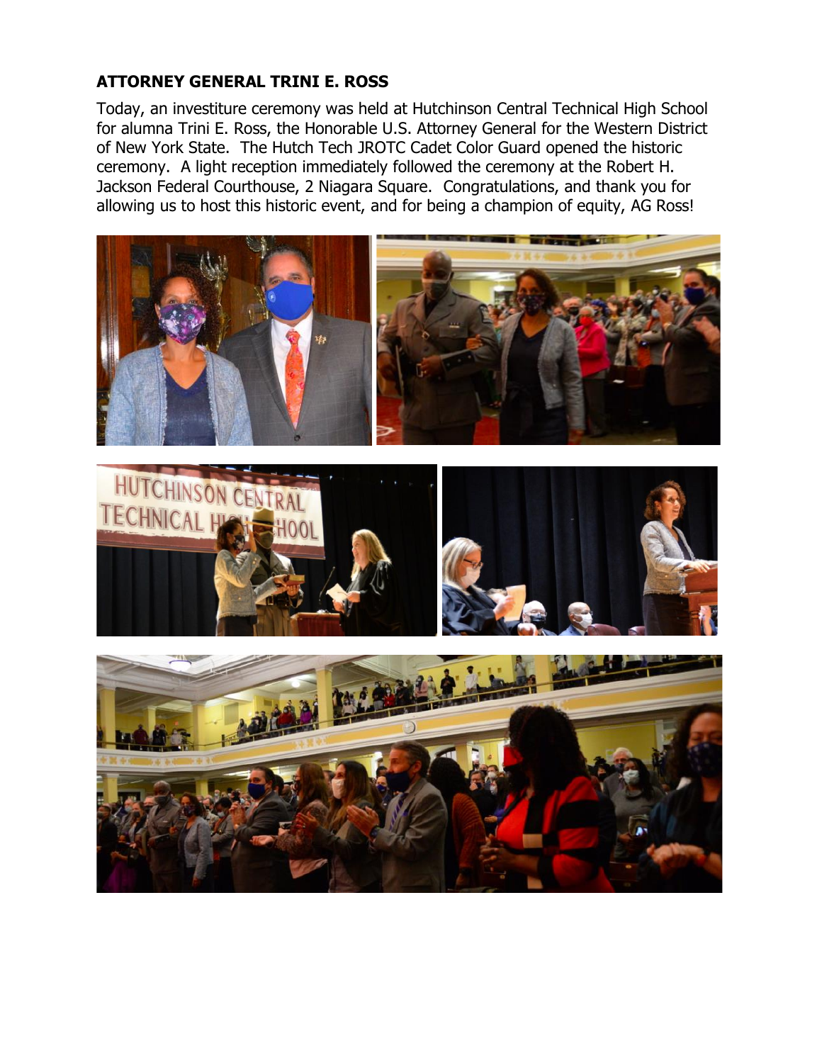**ATTORNEY GENERAL TRINI E. ROSS**

Today, an investiture ceremony was held at Hutchinson Central Technical High School for alumna Trini E. Ross, the Honorable U.S. Attorney General for the Western District of New York State. The Hutch Tech JROTC Cadet Color Guard opened the historic ceremony. A light reception immediately followed the ceremony at the Robert H. Jackson Federal Courthouse, 2 Niagara Square. Congratulations, and thank you for allowing us to host this historic event, and for being a champion of equity, AG Ross!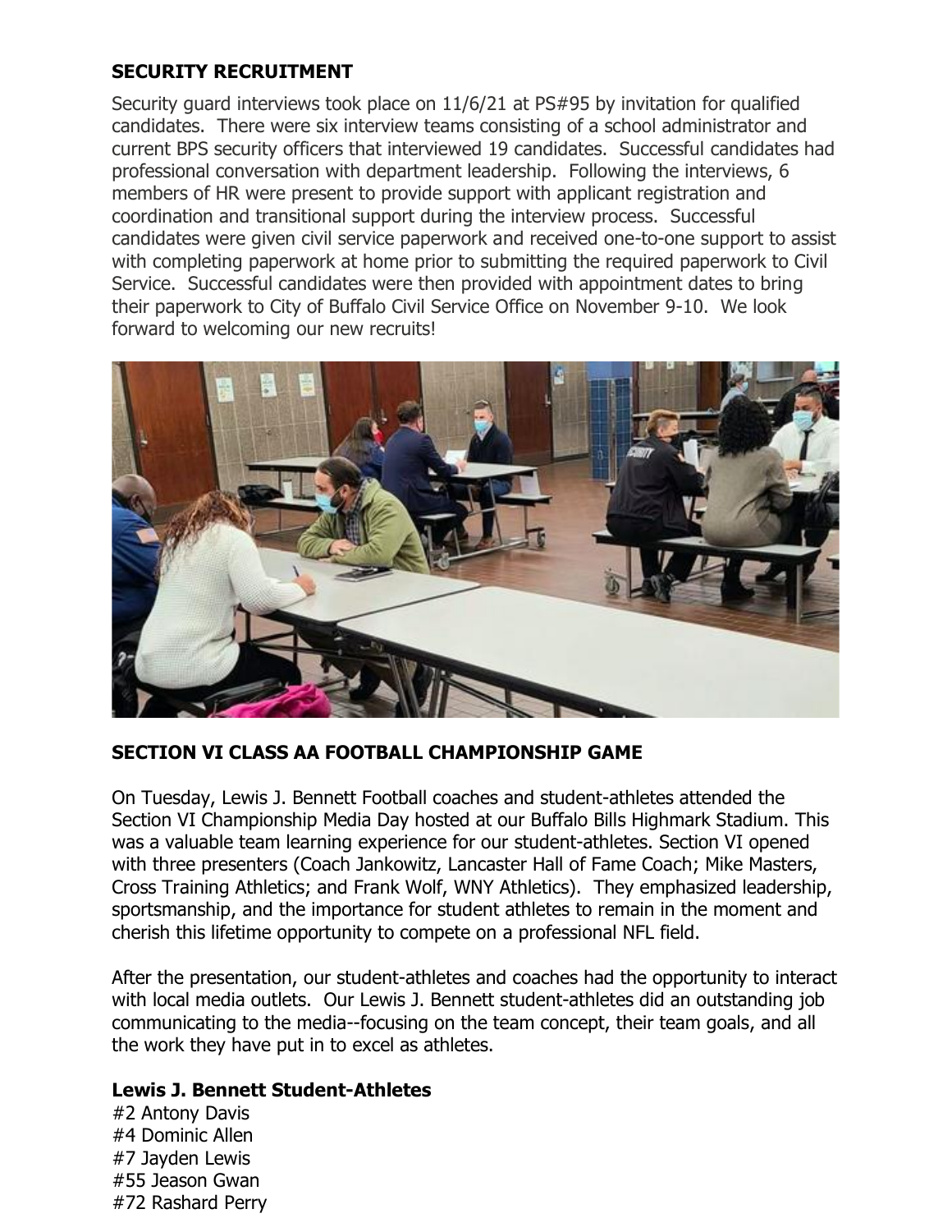**SECURITY RECRUITMENT**

Security guard interviews took place on 11/6/21 at PS#95 by invitation for qualified candidates. There were six interview teams consisting of a school administrator and current BPS security officers that interviewed 19 candidates. Successful candidates had professional conversation with department leadership. Following the interviews, 6 members of HR were present to provide support with applicant registration and coordination and transitional support during the interview process. Successful candidates were given civil service paperwork and received one-to-one support to assist with completing paperwork at home prior to submitting the required paperwork to Civil Service. Successful candidates were then provided with appointment dates to bring their paperwork to City of Buffalo Civil Service Office on November 9-10. We look forward to welcoming our new recruits!

**SECTION VI CLASS AA FOOTBALL CHAMPIONSHIP GAME**

On Tuesday, Lewis J. Bennett Football coaches and student-athletes attended the Section VI Championship Media Day hosted at our Buffalo Bills Highmark Stadium. This was a valuable team learning experience for our student-athletes. Section VI opened with three presenters (Coach Jankowitz, Lancaster Hall of Fame Coach; Mike Masters, Cross Training Athletics; and Frank Wolf, WNY Athletics). They emphasized leadership, sportsmanship, and the importance for student athletes to remain in the moment and cherish this lifetime opportunity to compete on a professional NFL field.

After the presentation, our student-athletes and coaches had the opportunity to interact with local media outlets. Our Lewis J. Bennett student-athletes did an outstanding job communicating to the media--focusing on the team concept, their team goals, and all the work they have put in to excel as athletes.

**Lewis J. Bennett Student-Athletes**

#2 Antony Davis
#4 Dominic Allen
#7 Jayden Lewis
#55 Jeason Gwan
#72 Rashard Perry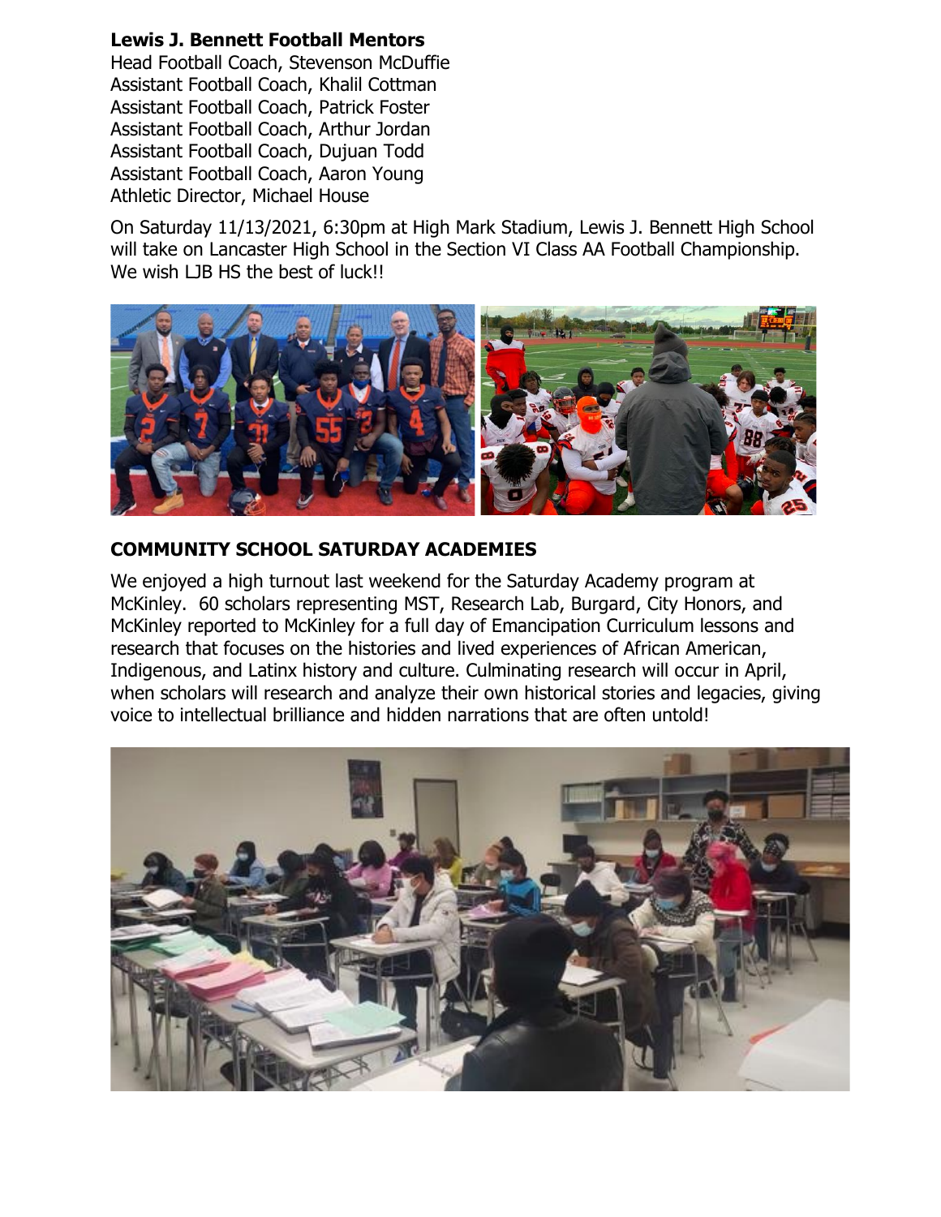**Lewis J. Bennett Football Mentors**
Head Football Coach, Stevenson McDuffie
Assistant Football Coach, Khalil Cottman
Assistant Football Coach, Patrick Foster
Assistant Football Coach, Arthur Jordan
Assistant Football Coach, Dujuan Todd
Assistant Football Coach, Aaron Young
Athletic Director, Michael House

On Saturday 11/13/2021, 6:30pm at High Mark Stadium, Lewis J. Bennett High School will take on Lancaster High School in the Section VI Class AA Football Championship. We wish LJB HS the best of luck!!

## COMMUNITY SCHOOL SATURDAY ACADEMIES

We enjoyed a high turnout last weekend for the Saturday Academy program at McKinley. 60 scholars representing MST, Research Lab, Burgard, City Honors, and McKinley reported to McKinley for a full day of Emancipation Curriculum lessons and research that focuses on the histories and lived experiences of African American, Indigenous, and Latinx history and culture. Culminating research will occur in April, when scholars will research and analyze their own historical stories and legacies, giving voice to intellectual brilliance and hidden narrations that are often untold!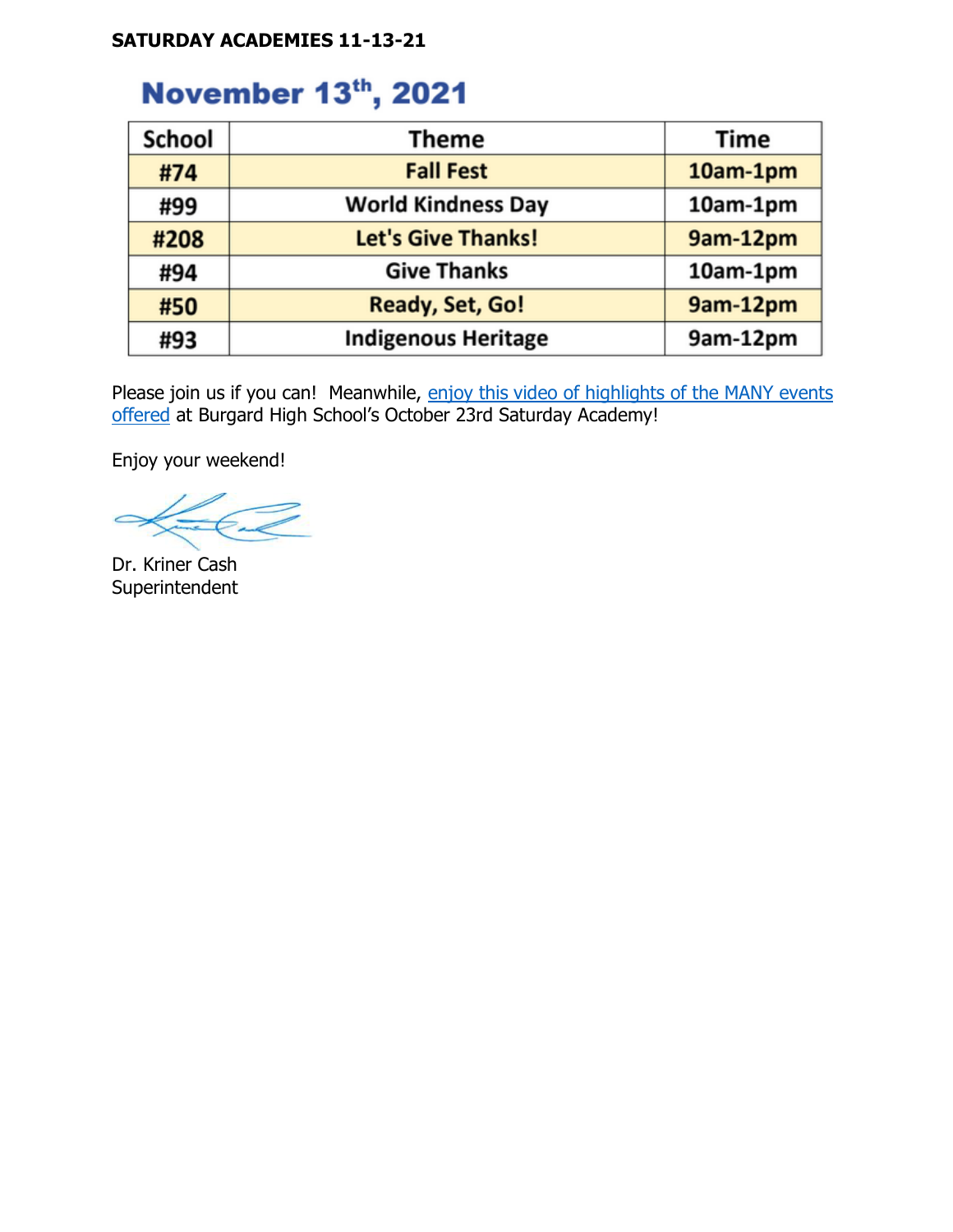**SATURDAY ACADEMIES 11-13-21**

## November 13th, 2021

| School | Theme | Time |
|---|---|---|
| #74 | Fall Fest | 10am-1pm |
| #99 | World Kindness Day | 10am-1pm |
| #208 | Let's Give Thanks! | 9am-12pm |
| #94 | Give Thanks | 10am-1pm |
| #50 | Ready, Set, Go! | 9am-12pm |
| #93 | Indigenous Heritage | 9am-12pm |

Please join us if you can! Meanwhile, enjoy this video of highlights of the MANY events offered at Burgard High School's October 23rd Saturday Academy!

Enjoy your weekend!

Dr. Kriner Cash
Superintendent